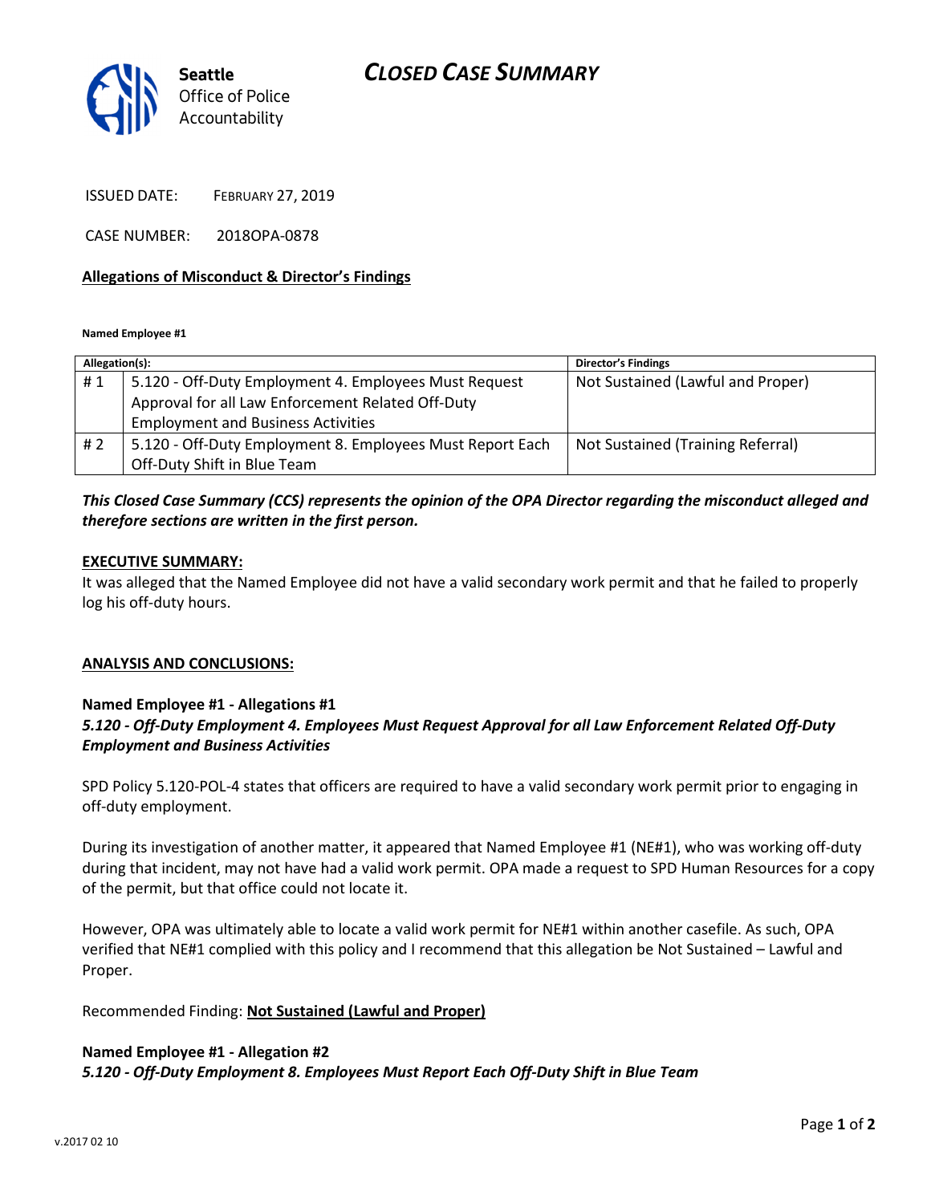# CLOSED CASE SUMMARY

Seattle Office of Police Accountability

ISSUED DATE: FEBRUARY 27, 2019

CASE NUMBER: 2018OPA-0878

**Allegations of Misconduct & Director's Findings**

**Named Employee #1**

| Allegation(s): | | Director's Findings |
|---|---|---|
| # 1 | 5.120 - Off-Duty Employment 4. Employees Must Request Approval for all Law Enforcement Related Off-Duty Employment and Business Activities | Not Sustained (Lawful and Proper) |
| # 2 | 5.120 - Off-Duty Employment 8. Employees Must Report Each Off-Duty Shift in Blue Team | Not Sustained (Training Referral) |

***This Closed Case Summary (CCS) represents the opinion of the OPA Director regarding the misconduct alleged and therefore sections are written in the first person.***

**EXECUTIVE SUMMARY:**

It was alleged that the Named Employee did not have a valid secondary work permit and that he failed to properly log his off-duty hours.

**ANALYSIS AND CONCLUSIONS:**

**Named Employee #1 - Allegations #1**

***5.120 - Off-Duty Employment 4. Employees Must Request Approval for all Law Enforcement Related Off-Duty Employment and Business Activities***

SPD Policy 5.120-POL-4 states that officers are required to have a valid secondary work permit prior to engaging in off-duty employment.

During its investigation of another matter, it appeared that Named Employee #1 (NE#1), who was working off-duty during that incident, may not have had a valid work permit. OPA made a request to SPD Human Resources for a copy of the permit, but that office could not locate it.

However, OPA was ultimately able to locate a valid work permit for NE#1 within another casefile. As such, OPA verified that NE#1 complied with this policy and I recommend that this allegation be Not Sustained – Lawful and Proper.

Recommended Finding: **Not Sustained (Lawful and Proper)**

**Named Employee #1 - Allegation #2**

***5.120 - Off-Duty Employment 8. Employees Must Report Each Off-Duty Shift in Blue Team***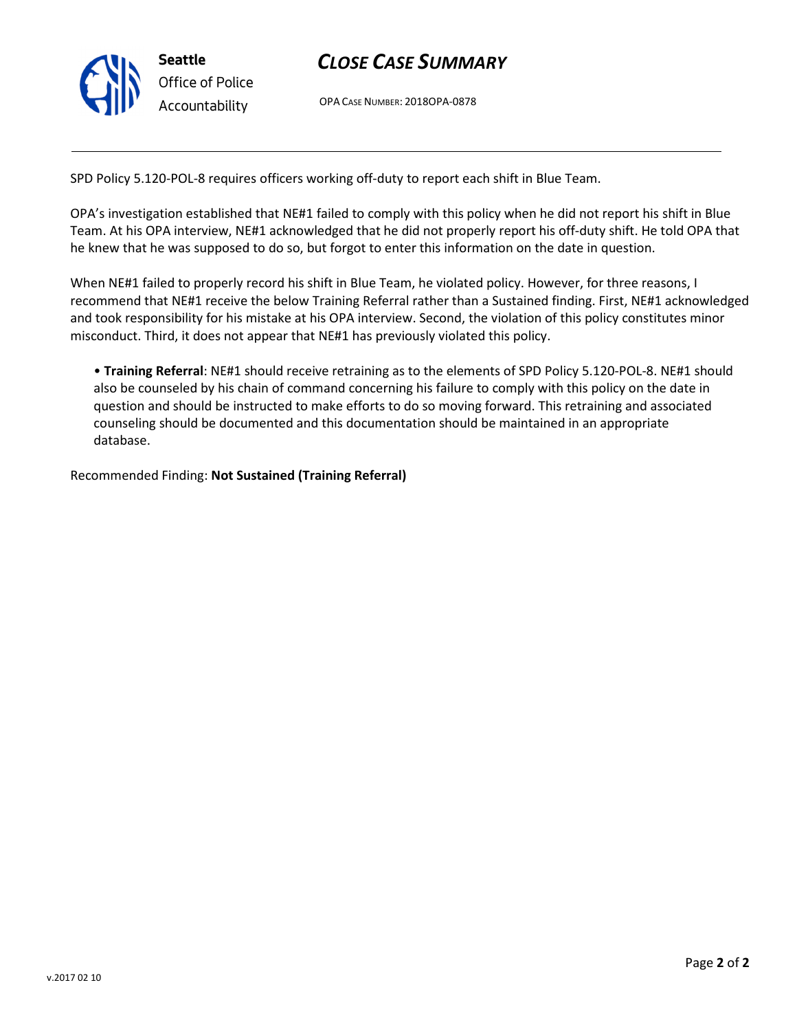SPD Policy 5.120-POL-8 requires officers working off-duty to report each shift in Blue Team.

OPA's investigation established that NE#1 failed to comply with this policy when he did not report his shift in Blue Team. At his OPA interview, NE#1 acknowledged that he did not properly report his off-duty shift. He told OPA that he knew that he was supposed to do so, but forgot to enter this information on the date in question.

When NE#1 failed to properly record his shift in Blue Team, he violated policy. However, for three reasons, I recommend that NE#1 receive the below Training Referral rather than a Sustained finding. First, NE#1 acknowledged and took responsibility for his mistake at his OPA interview. Second, the violation of this policy constitutes minor misconduct. Third, it does not appear that NE#1 has previously violated this policy.

- **Training Referral**: NE#1 should receive retraining as to the elements of SPD Policy 5.120-POL-8. NE#1 should also be counseled by his chain of command concerning his failure to comply with this policy on the date in question and should be instructed to make efforts to do so moving forward. This retraining and associated counseling should be documented and this documentation should be maintained in an appropriate database.

Recommended Finding: **Not Sustained (Training Referral)**